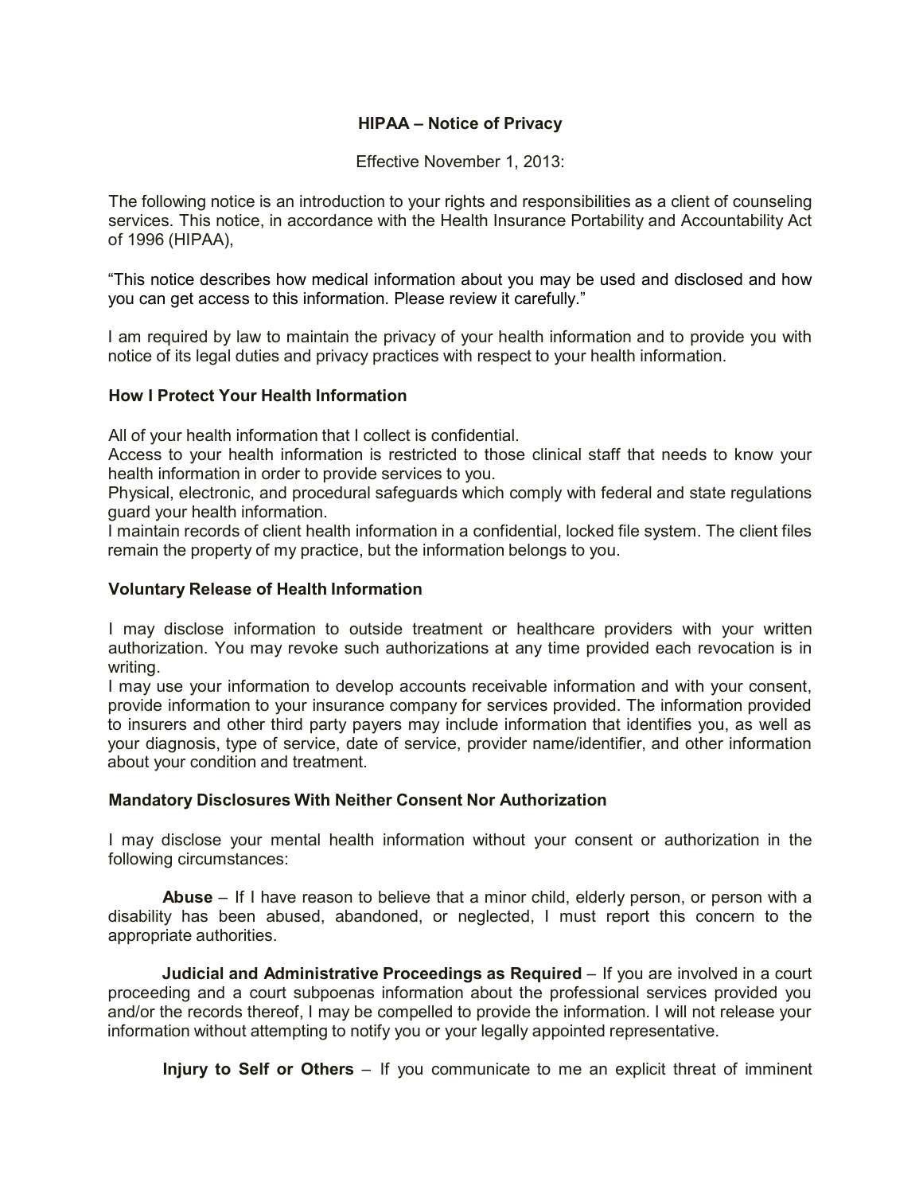# HIPAA – Notice of Privacy

Effective November 1, 2013:

The following notice is an introduction to your rights and responsibilities as a client of counseling services. This notice, in accordance with the Health Insurance Portability and Accountability Act of 1996 (HIPAA),

"This notice describes how medical information about you may be used and disclosed and how you can get access to this information. Please review it carefully."

I am required by law to maintain the privacy of your health information and to provide you with notice of its legal duties and privacy practices with respect to your health information.

## How I Protect Your Health Information

All of your health information that I collect is confidential.
Access to your health information is restricted to those clinical staff that needs to know your health information in order to provide services to you.
Physical, electronic, and procedural safeguards which comply with federal and state regulations guard your health information.
I maintain records of client health information in a confidential, locked file system. The client files remain the property of my practice, but the information belongs to you.

## Voluntary Release of Health Information

I may disclose information to outside treatment or healthcare providers with your written authorization. You may revoke such authorizations at any time provided each revocation is in writing.
I may use your information to develop accounts receivable information and with your consent, provide information to your insurance company for services provided. The information provided to insurers and other third party payers may include information that identifies you, as well as your diagnosis, type of service, date of service, provider name/identifier, and other information about your condition and treatment.

## Mandatory Disclosures With Neither Consent Nor Authorization

I may disclose your mental health information without your consent or authorization in the following circumstances:

**Abuse** – If I have reason to believe that a minor child, elderly person, or person with a disability has been abused, abandoned, or neglected, I must report this concern to the appropriate authorities.

**Judicial and Administrative Proceedings as Required** – If you are involved in a court proceeding and a court subpoenas information about the professional services provided you and/or the records thereof, I may be compelled to provide the information. I will not release your information without attempting to notify you or your legally appointed representative.

**Injury to Self or Others** – If you communicate to me an explicit threat of imminent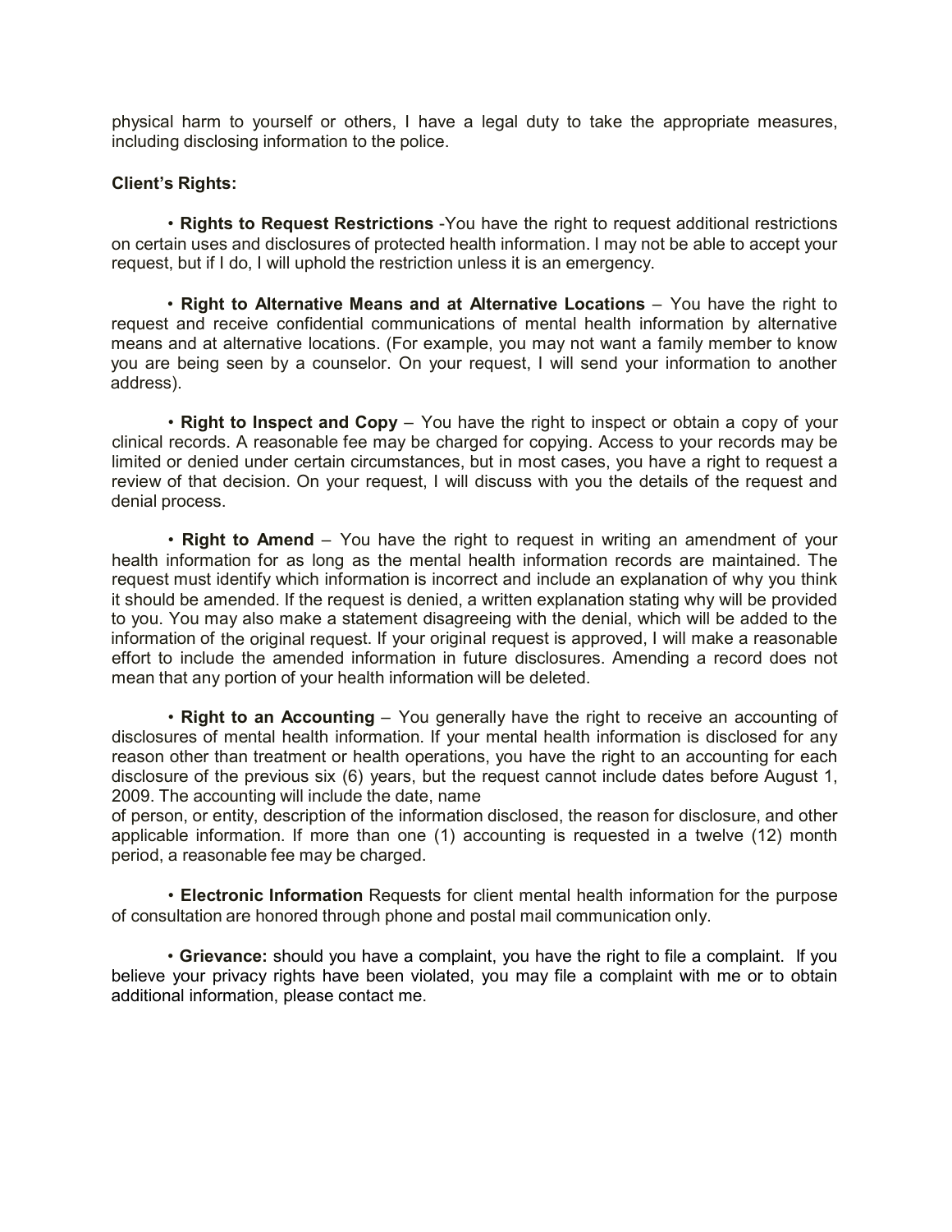physical harm to yourself or others, I have a legal duty to take the appropriate measures, including disclosing information to the police.

**Client's Rights:**

• **Rights to Request Restrictions** -You have the right to request additional restrictions on certain uses and disclosures of protected health information. I may not be able to accept your request, but if I do, I will uphold the restriction unless it is an emergency.

• **Right to Alternative Means and at Alternative Locations** – You have the right to request and receive confidential communications of mental health information by alternative means and at alternative locations. (For example, you may not want a family member to know you are being seen by a counselor. On your request, I will send your information to another address).

• **Right to Inspect and Copy** – You have the right to inspect or obtain a copy of your clinical records. A reasonable fee may be charged for copying. Access to your records may be limited or denied under certain circumstances, but in most cases, you have a right to request a review of that decision. On your request, I will discuss with you the details of the request and denial process.

• **Right to Amend** – You have the right to request in writing an amendment of your health information for as long as the mental health information records are maintained. The request must identify which information is incorrect and include an explanation of why you think it should be amended. If the request is denied, a written explanation stating why will be provided to you. You may also make a statement disagreeing with the denial, which will be added to the information of the original request. If your original request is approved, I will make a reasonable effort to include the amended information in future disclosures. Amending a record does not mean that any portion of your health information will be deleted.

• **Right to an Accounting** – You generally have the right to receive an accounting of disclosures of mental health information. If your mental health information is disclosed for any reason other than treatment or health operations, you have the right to an accounting for each disclosure of the previous six (6) years, but the request cannot include dates before August 1, 2009. The accounting will include the date, name of person, or entity, description of the information disclosed, the reason for disclosure, and other applicable information. If more than one (1) accounting is requested in a twelve (12) month period, a reasonable fee may be charged.

• **Electronic Information** Requests for client mental health information for the purpose of consultation are honored through phone and postal mail communication only.

• **Grievance:** should you have a complaint, you have the right to file a complaint. If you believe your privacy rights have been violated, you may file a complaint with me or to obtain additional information, please contact me.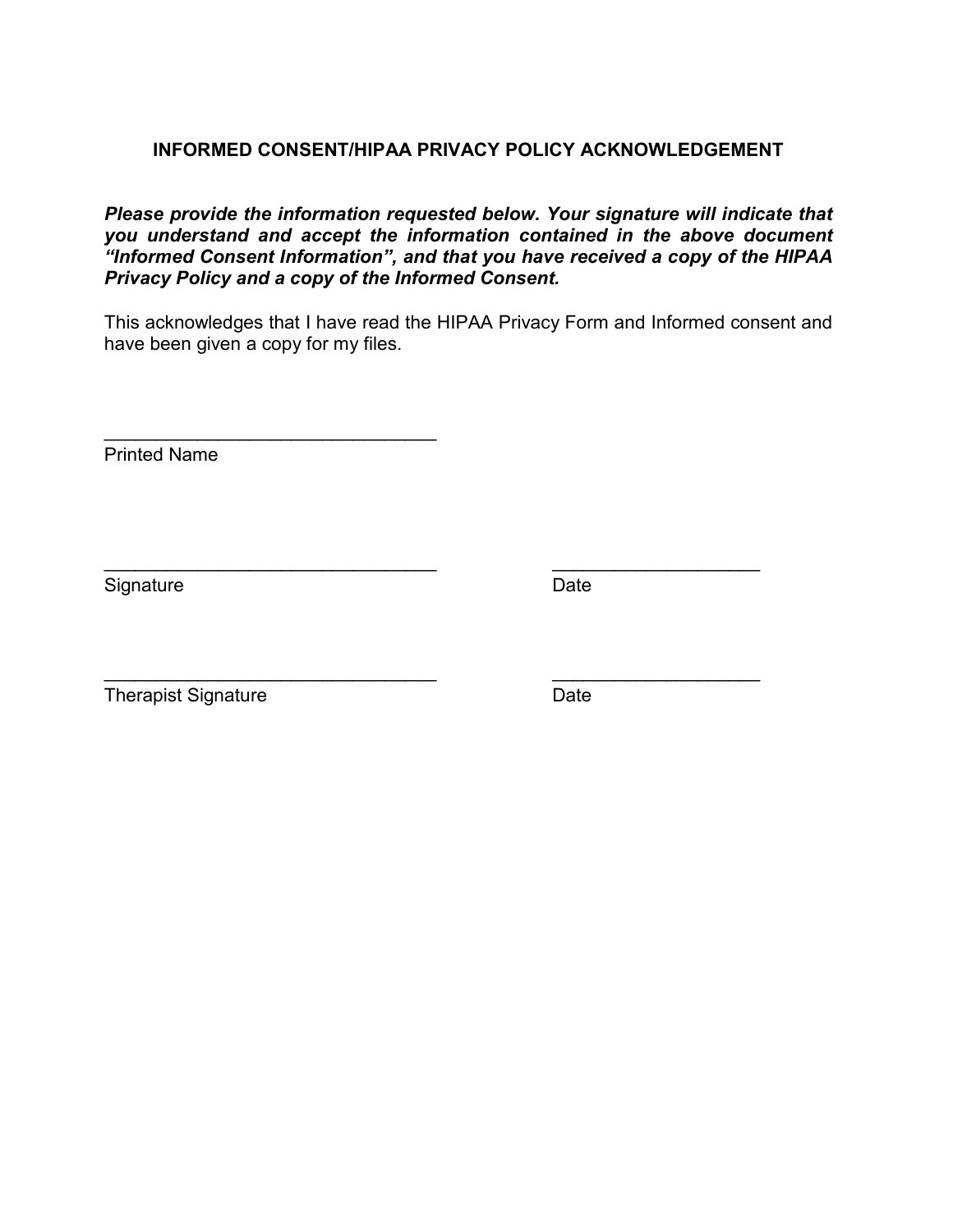## INFORMED CONSENT/HIPAA PRIVACY POLICY ACKNOWLEDGEMENT

***Please provide the information requested below. Your signature will indicate that you understand and accept the information contained in the above document "Informed Consent Information", and that you have received a copy of the HIPAA Privacy Policy and a copy of the Informed Consent.***

This acknowledges that I have read the HIPAA Privacy Form and Informed consent and have been given a copy for my files.

________________________________
Printed Name

________________________________ ____________________
Signature Date

________________________________ ____________________
Therapist Signature Date